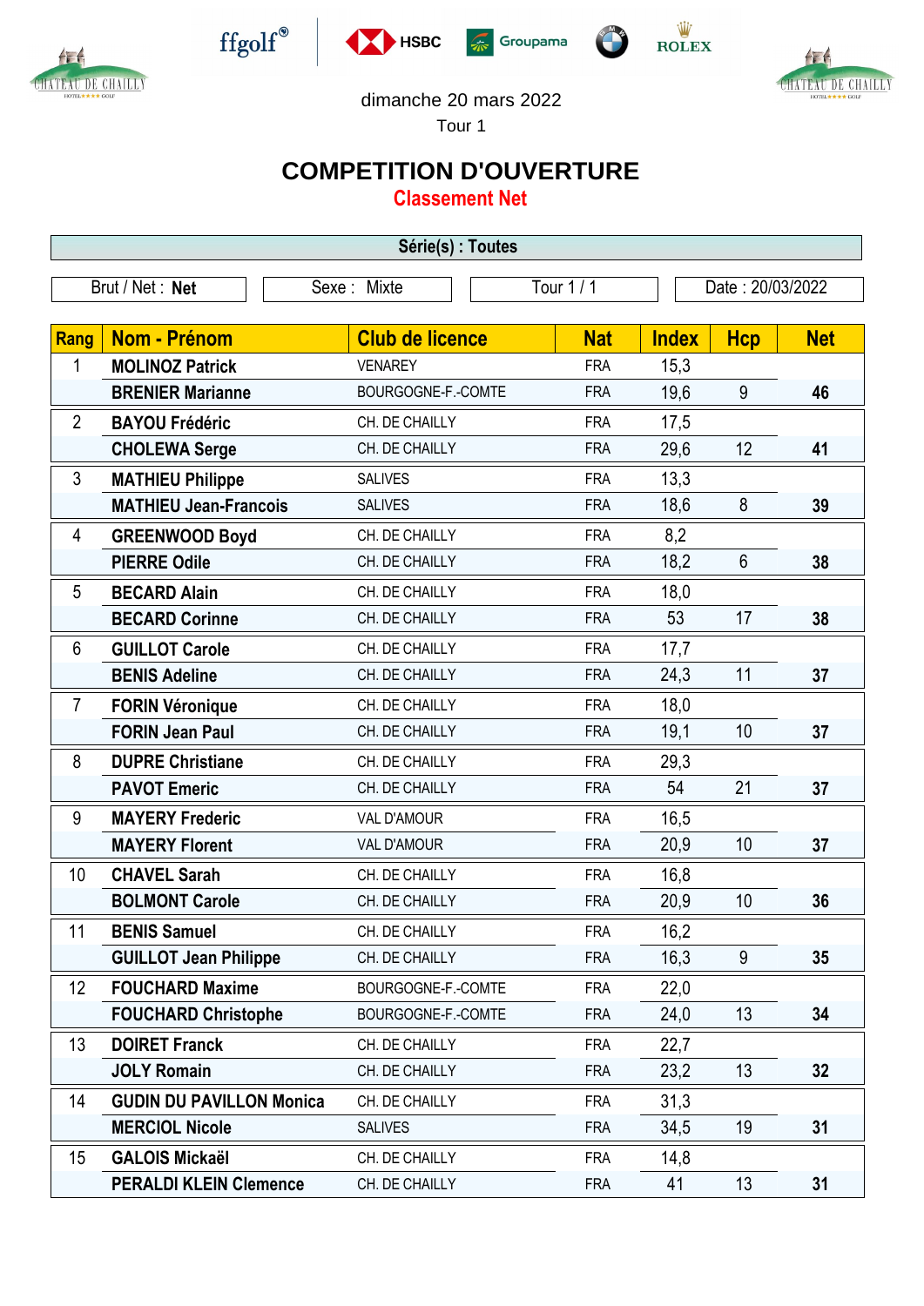dimanche 20 mars 2022

Tour 1

# COMPETITION D'OUVERTURE

## Classement Net

**Série(s) : Toutes**

| Brut / Net : **Net** | Sexe : Mixte | Tour 1 / 1 | Date : 20/03/2022 |
|---|---|---|---|

| Rang | Nom - Prénom | Club de licence | Nat | Index | Hcp | Net |
|---|---|---|---|---|---|---|
| 1 | **MOLINOZ Patrick** | VENAREY | FRA | 15,3 | | |
| | **BRENIER Marianne** | BOURGOGNE-F.-COMTE | FRA | 19,6 | 9 | **46** |
| 2 | **BAYOU Frédéric** | CH. DE CHAILLY | FRA | 17,5 | | |
| | **CHOLEWA Serge** | CH. DE CHAILLY | FRA | 29,6 | 12 | **41** |
| 3 | **MATHIEU Philippe** | SALIVES | FRA | 13,3 | | |
| | **MATHIEU Jean-Francois** | SALIVES | FRA | 18,6 | 8 | **39** |
| 4 | **GREENWOOD Boyd** | CH. DE CHAILLY | FRA | 8,2 | | |
| | **PIERRE Odile** | CH. DE CHAILLY | FRA | 18,2 | 6 | **38** |
| 5 | **BECARD Alain** | CH. DE CHAILLY | FRA | 18,0 | | |
| | **BECARD Corinne** | CH. DE CHAILLY | FRA | 53 | 17 | **38** |
| 6 | **GUILLOT Carole** | CH. DE CHAILLY | FRA | 17,7 | | |
| | **BENIS Adeline** | CH. DE CHAILLY | FRA | 24,3 | 11 | **37** |
| 7 | **FORIN Véronique** | CH. DE CHAILLY | FRA | 18,0 | | |
| | **FORIN Jean Paul** | CH. DE CHAILLY | FRA | 19,1 | 10 | **37** |
| 8 | **DUPRE Christiane** | CH. DE CHAILLY | FRA | 29,3 | | |
| | **PAVOT Emeric** | CH. DE CHAILLY | FRA | 54 | 21 | **37** |
| 9 | **MAYERY Frederic** | VAL D'AMOUR | FRA | 16,5 | | |
| | **MAYERY Florent** | VAL D'AMOUR | FRA | 20,9 | 10 | **37** |
| 10 | **CHAVEL Sarah** | CH. DE CHAILLY | FRA | 16,8 | | |
| | **BOLMONT Carole** | CH. DE CHAILLY | FRA | 20,9 | 10 | **36** |
| 11 | **BENIS Samuel** | CH. DE CHAILLY | FRA | 16,2 | | |
| | **GUILLOT Jean Philippe** | CH. DE CHAILLY | FRA | 16,3 | 9 | **35** |
| 12 | **FOUCHARD Maxime** | BOURGOGNE-F.-COMTE | FRA | 22,0 | | |
| | **FOUCHARD Christophe** | BOURGOGNE-F.-COMTE | FRA | 24,0 | 13 | **34** |
| 13 | **DOIRET Franck** | CH. DE CHAILLY | FRA | 22,7 | | |
| | **JOLY Romain** | CH. DE CHAILLY | FRA | 23,2 | 13 | **32** |
| 14 | **GUDIN DU PAVILLON Monica** | CH. DE CHAILLY | FRA | 31,3 | | |
| | **MERCIOL Nicole** | SALIVES | FRA | 34,5 | 19 | **31** |
| 15 | **GALOIS Mickaël** | CH. DE CHAILLY | FRA | 14,8 | | |
| | **PERALDI KLEIN Clemence** | CH. DE CHAILLY | FRA | 41 | 13 | **31** |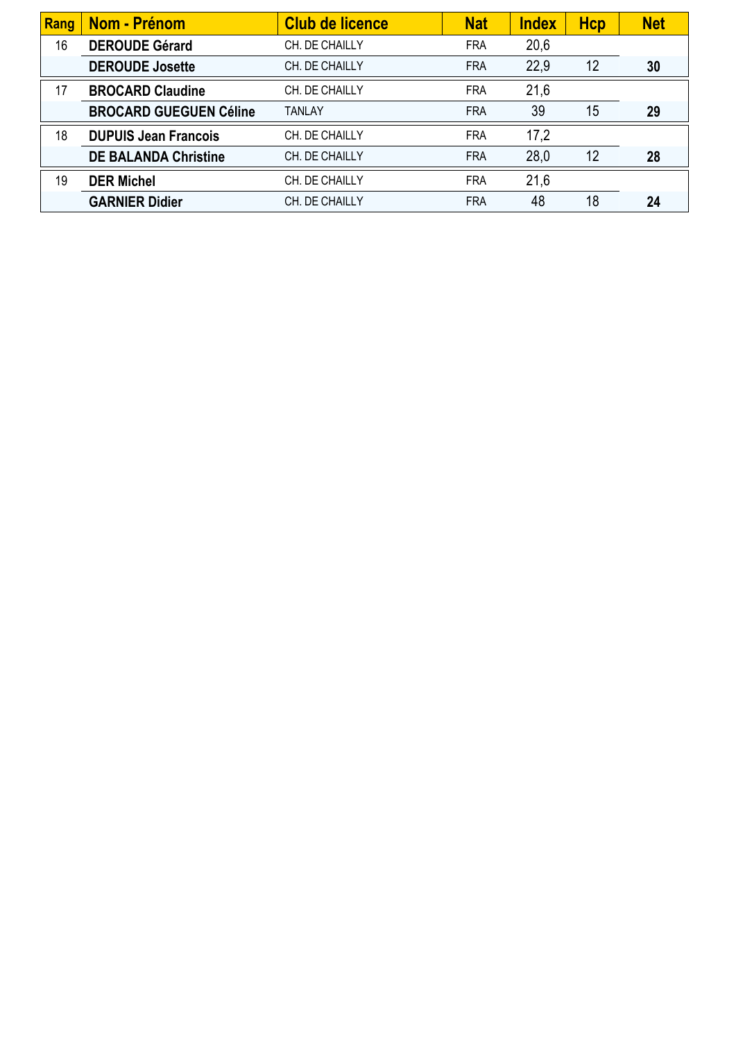| Rang | Nom - Prénom | Club de licence | Nat | Index | Hcp | Net |
|---|---|---|---|---|---|---|
| 16 | **DEROUDE Gérard** | CH. DE CHAILLY | FRA | 20,6 | | |
| | **DEROUDE Josette** | CH. DE CHAILLY | FRA | 22,9 | 12 | **30** |
| 17 | **BROCARD Claudine** | CH. DE CHAILLY | FRA | 21,6 | | |
| | **BROCARD GUEGUEN Céline** | TANLAY | FRA | 39 | 15 | **29** |
| 18 | **DUPUIS Jean Francois** | CH. DE CHAILLY | FRA | 17,2 | | |
| | **DE BALANDA Christine** | CH. DE CHAILLY | FRA | 28,0 | 12 | **28** |
| 19 | **DER Michel** | CH. DE CHAILLY | FRA | 21,6 | | |
| | **GARNIER Didier** | CH. DE CHAILLY | FRA | 48 | 18 | **24** |